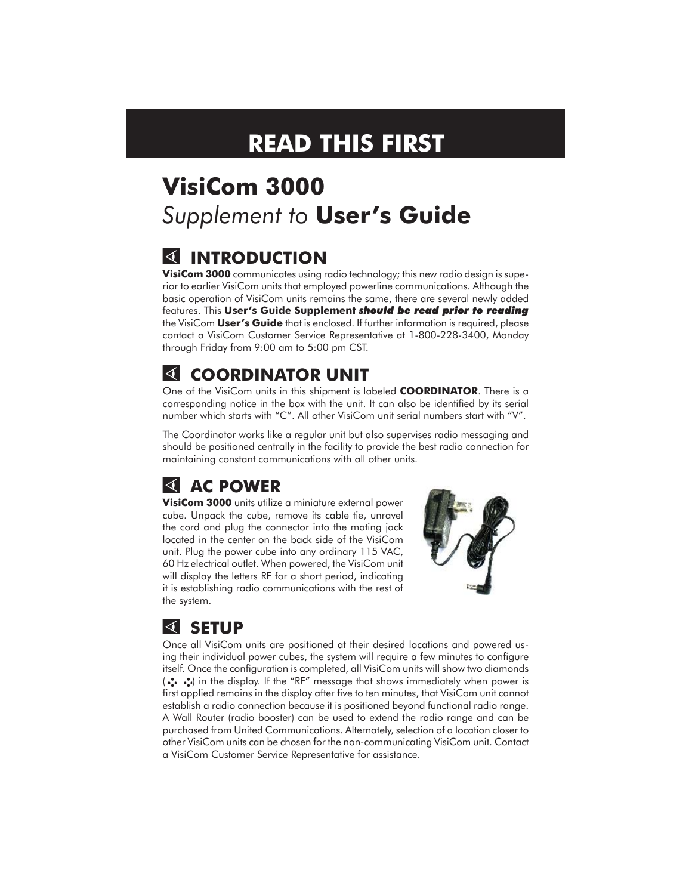# READ THIS FIRST

# VisiCom 3000

## *Supplement to* **User's Guide**

### INTRODUCTION

**VisiCom 3000** communicates using radio technology; this new radio design is superior to earlier VisiCom units that employed powerline communications. Although the basic operation of VisiCom units remains the same, there are several newly added features. This **User's Guide Supplement *should be read prior to reading*** the VisiCom **User's Guide** that is enclosed. If further information is required, please contact a VisiCom Customer Service Representative at 1-800-228-3400, Monday through Friday from 9:00 am to 5:00 pm CST.

### COORDINATOR UNIT

One of the VisiCom units in this shipment is labeled **COORDINATOR**. There is a corresponding notice in the box with the unit. It can also be identified by its serial number which starts with "C". All other VisiCom unit serial numbers start with "V".

The Coordinator works like a regular unit but also supervises radio messaging and should be positioned centrally in the facility to provide the best radio connection for maintaining constant communications with all other units.

### AC POWER

**VisiCom 3000** units utilize a miniature external power cube. Unpack the cube, remove its cable tie, unravel the cord and plug the connector into the mating jack located in the center on the back side of the VisiCom unit. Plug the power cube into any ordinary 115 VAC, 60 Hz electrical outlet. When powered, the VisiCom unit will display the letters RF for a short period, indicating it is establishing radio communications with the rest of the system.

### SETUP

Once all VisiCom units are positioned at their desired locations and powered using their individual power cubes, the system will require a few minutes to configure itself. Once the configuration is completed, all VisiCom units will show two diamonds (⁘ ⁘) in the display. If the "RF" message that shows immediately when power is first applied remains in the display after five to ten minutes, that VisiCom unit cannot establish a radio connection because it is positioned beyond functional radio range. A Wall Router (radio booster) can be used to extend the radio range and can be purchased from United Communications. Alternately, selection of a location closer to other VisiCom units can be chosen for the non-communicating VisiCom unit. Contact a VisiCom Customer Service Representative for assistance.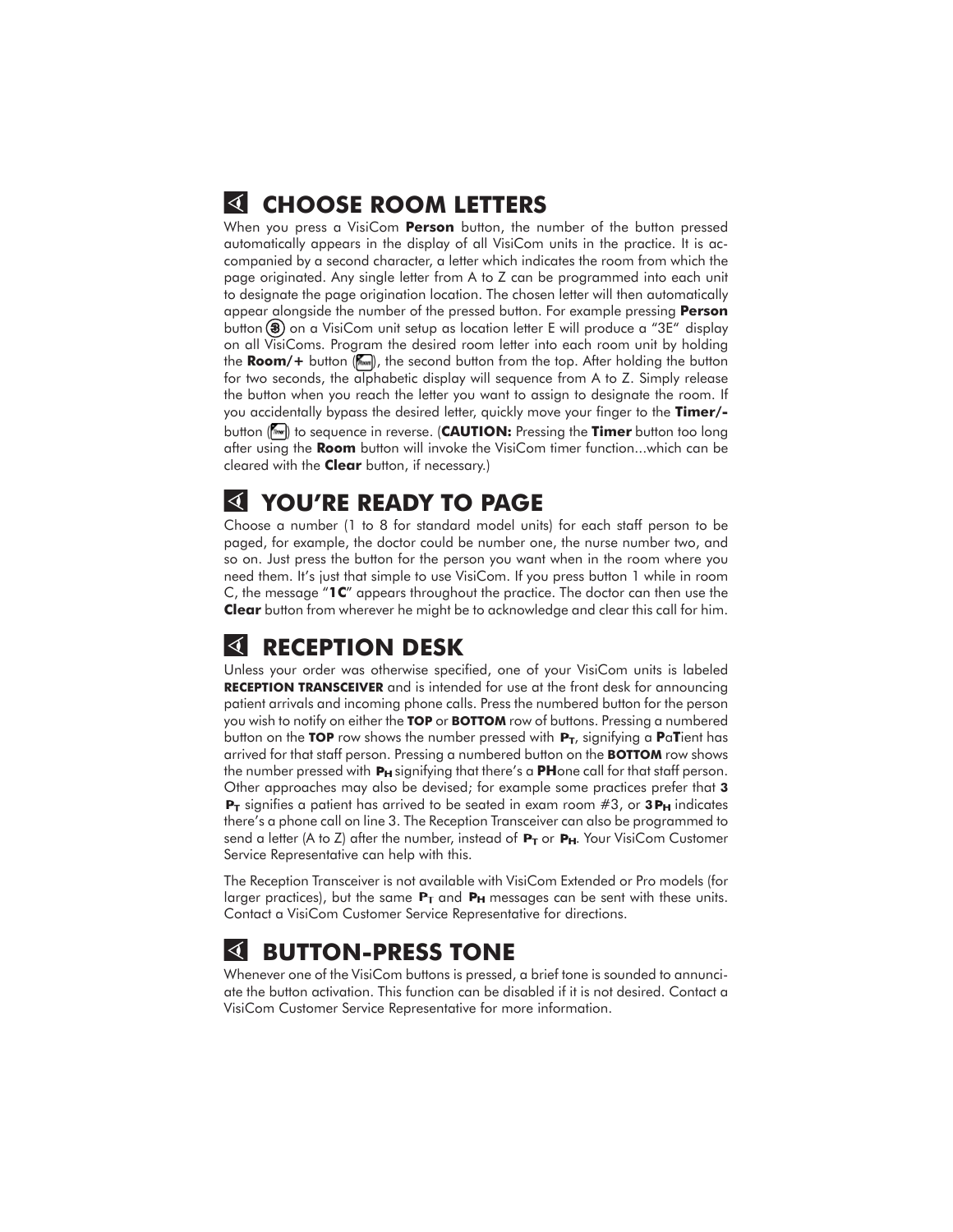## CHOOSE ROOM LETTERS

When you press a VisiCom **Person** button, the number of the button pressed automatically appears in the display of all VisiCom units in the practice. It is accompanied by a second character, a letter which indicates the room from which the page originated. Any single letter from A to Z can be programmed into each unit to designate the page origination location. The chosen letter will then automatically appear alongside the number of the pressed button. For example pressing **Person** button (3) on a VisiCom unit setup as location letter E will produce a "3E" display on all VisiComs. Program the desired room letter into each room unit by holding the **Room/+** button (Room), the second button from the top. After holding the button for two seconds, the alphabetic display will sequence from A to Z. Simply release the button when you reach the letter you want to assign to designate the room. If you accidentally bypass the desired letter, quickly move your finger to the **Timer/-** button (Timer) to sequence in reverse. (**CAUTION:** Pressing the **Timer** button too long after using the **Room** button will invoke the VisiCom timer function...which can be cleared with the **Clear** button, if necessary.)

## YOU'RE READY TO PAGE

Choose a number (1 to 8 for standard model units) for each staff person to be paged, for example, the doctor could be number one, the nurse number two, and so on. Just press the button for the person you want when in the room where you need them. It's just that simple to use VisiCom. If you press button 1 while in room C, the message "**1C**" appears throughout the practice. The doctor can then use the **Clear** button from wherever he might be to acknowledge and clear this call for him.

## RECEPTION DESK

Unless your order was otherwise specified, one of your VisiCom units is labeled **RECEPTION TRANSCEIVER** and is intended for use at the front desk for announcing patient arrivals and incoming phone calls. Press the numbered button for the person you wish to notify on either the **TOP** or **BOTTOM** row of buttons. Pressing a numbered button on the **TOP** row shows the number pressed with $\mathbf{P_T}$, signifying a **P**a**T**ient has arrived for that staff person. Pressing a numbered button on the **BOTTOM** row shows the number pressed with $\mathbf{P_H}$ signifying that there's a **PH**one call for that staff person. Other approaches may also be devised; for example some practices prefer that **3** $\mathbf{P_T}$ signifies a patient has arrived to be seated in exam room #3, or **3**$\mathbf{P_H}$ indicates there's a phone call on line 3. The Reception Transceiver can also be programmed to send a letter (A to Z) after the number, instead of $\mathbf{P_T}$ or $\mathbf{P_H}$. Your VisiCom Customer Service Representative can help with this.

The Reception Transceiver is not available with VisiCom Extended or Pro models (for larger practices), but the same $\mathbf{P_T}$ and $\mathbf{P_H}$ messages can be sent with these units. Contact a VisiCom Customer Service Representative for directions.

## BUTTON-PRESS TONE

Whenever one of the VisiCom buttons is pressed, a brief tone is sounded to annunciate the button activation. This function can be disabled if it is not desired. Contact a VisiCom Customer Service Representative for more information.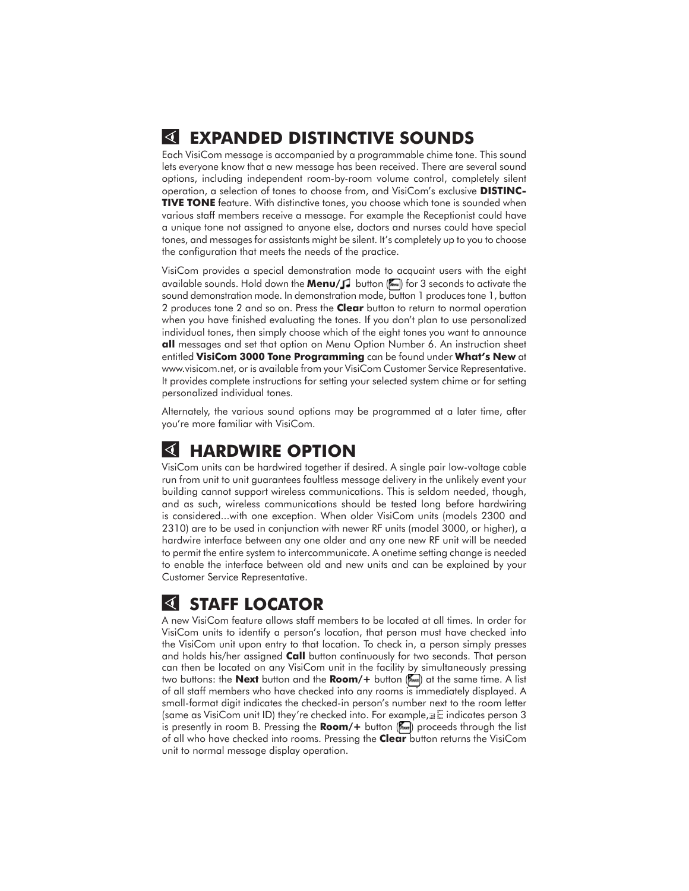## EXPANDED DISTINCTIVE SOUNDS

Each VisiCom message is accompanied by a programmable chime tone. This sound lets everyone know that a new message has been received. There are several sound options, including independent room-by-room volume control, completely silent operation, a selection of tones to choose from, and VisiCom's exclusive **DISTINCTIVE TONE** feature. With distinctive tones, you choose which tone is sounded when various staff members receive a message. For example the Receptionist could have a unique tone not assigned to anyone else, doctors and nurses could have special tones, and messages for assistants might be silent. It's completely up to you to choose the configuration that meets the needs of the practice.

VisiCom provides a special demonstration mode to acquaint users with the eight available sounds. Hold down the **Menu/♫** button (Menu) for 3 seconds to activate the sound demonstration mode. In demonstration mode, button 1 produces tone 1, button 2 produces tone 2 and so on. Press the **Clear** button to return to normal operation when you have finished evaluating the tones. If you don't plan to use personalized individual tones, then simply choose which of the eight tones you want to announce **all** messages and set that option on Menu Option Number 6. An instruction sheet entitled **VisiCom 3000 Tone Programming** can be found under **What's New** at www.visicom.net, or is available from your VisiCom Customer Service Representative. It provides complete instructions for setting your selected system chime or for setting personalized individual tones.

Alternately, the various sound options may be programmed at a later time, after you're more familiar with VisiCom.

## HARDWIRE OPTION

VisiCom units can be hardwired together if desired. A single pair low-voltage cable run from unit to unit guarantees faultless message delivery in the unlikely event your building cannot support wireless communications. This is seldom needed, though, and as such, wireless communications should be tested long before hardwiring is considered...with one exception. When older VisiCom units (models 2300 and 2310) are to be used in conjunction with newer RF units (model 3000, or higher), a hardwire interface between any one older and any one new RF unit will be needed to permit the entire system to intercommunicate. A onetime setting change is needed to enable the interface between old and new units and can be explained by your Customer Service Representative.

## STAFF LOCATOR

A new VisiCom feature allows staff members to be located at all times. In order for VisiCom units to identify a person's location, that person must have checked into the VisiCom unit upon entry to that location. To check in, a person simply presses and holds his/her assigned **Call** button continuously for two seconds. That person can then be located on any VisiCom unit in the facility by simultaneously pressing two buttons: the **Next** button and the **Room/+** button (Room) at the same time. A list of all staff members who have checked into any rooms is immediately displayed. A small-format digit indicates the checked-in person's number next to the room letter (same as VisiCom unit ID) they're checked into. For example, 3B indicates person 3 is presently in room B. Pressing the **Room/+** button (Room) proceeds through the list of all who have checked into rooms. Pressing the **Clear** button returns the VisiCom unit to normal message display operation.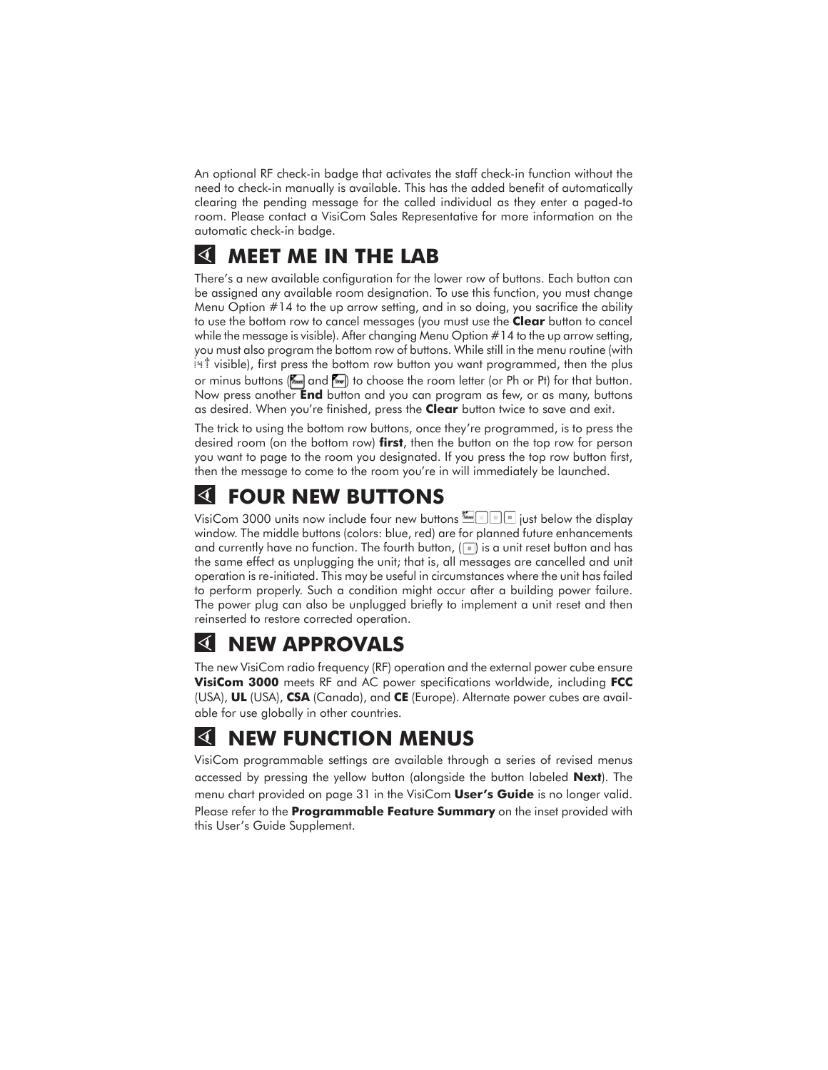An optional RF check-in badge that activates the staff check-in function without the need to check-in manually is available. This has the added benefit of automatically clearing the pending message for the called individual as they enter a paged-to room. Please contact a VisiCom Sales Representative for more information on the automatic check-in badge.

## MEET ME IN THE LAB

There's a new available configuration for the lower row of buttons. Each button can be assigned any available room designation. To use this function, you must change Menu Option #14 to the up arrow setting, and in so doing, you sacrifice the ability to use the bottom row to cancel messages (you must use the **Clear** button to cancel while the message is visible). After changing Menu Option #14 to the up arrow setting, you must also program the bottom row of buttons. While still in the menu routine (with 14↑ visible), first press the bottom row button you want programmed, then the plus or minus buttons ( and ) to choose the room letter (or Ph or Pt) for that button. Now press another **End** button and you can program as few, or as many, buttons as desired. When you're finished, press the **Clear** button twice to save and exit.

The trick to using the bottom row buttons, once they're programmed, is to press the desired room (on the bottom row) **first**, then the button on the top row for person you want to page to the room you designated. If you press the top row button first, then the message to come to the room you're in will immediately be launched.

## FOUR NEW BUTTONS

VisiCom 3000 units now include four new buttons just below the display window. The middle buttons (colors: blue, red) are for planned future enhancements and currently have no function. The fourth button, ( ) is a unit reset button and has the same effect as unplugging the unit; that is, all messages are cancelled and unit operation is re-initiated. This may be useful in circumstances where the unit has failed to perform properly. Such a condition might occur after a building power failure. The power plug can also be unplugged briefly to implement a unit reset and then reinserted to restore corrected operation.

## NEW APPROVALS

The new VisiCom radio frequency (RF) operation and the external power cube ensure **VisiCom 3000** meets RF and AC power specifications worldwide, including **FCC** (USA), **UL** (USA), **CSA** (Canada), and **CE** (Europe). Alternate power cubes are available for use globally in other countries.

## NEW FUNCTION MENUS

VisiCom programmable settings are available through a series of revised menus accessed by pressing the yellow button (alongside the button labeled **Next**). The menu chart provided on page 31 in the VisiCom **User's Guide** is no longer valid. Please refer to the **Programmable Feature Summary** on the inset provided with this User's Guide Supplement.